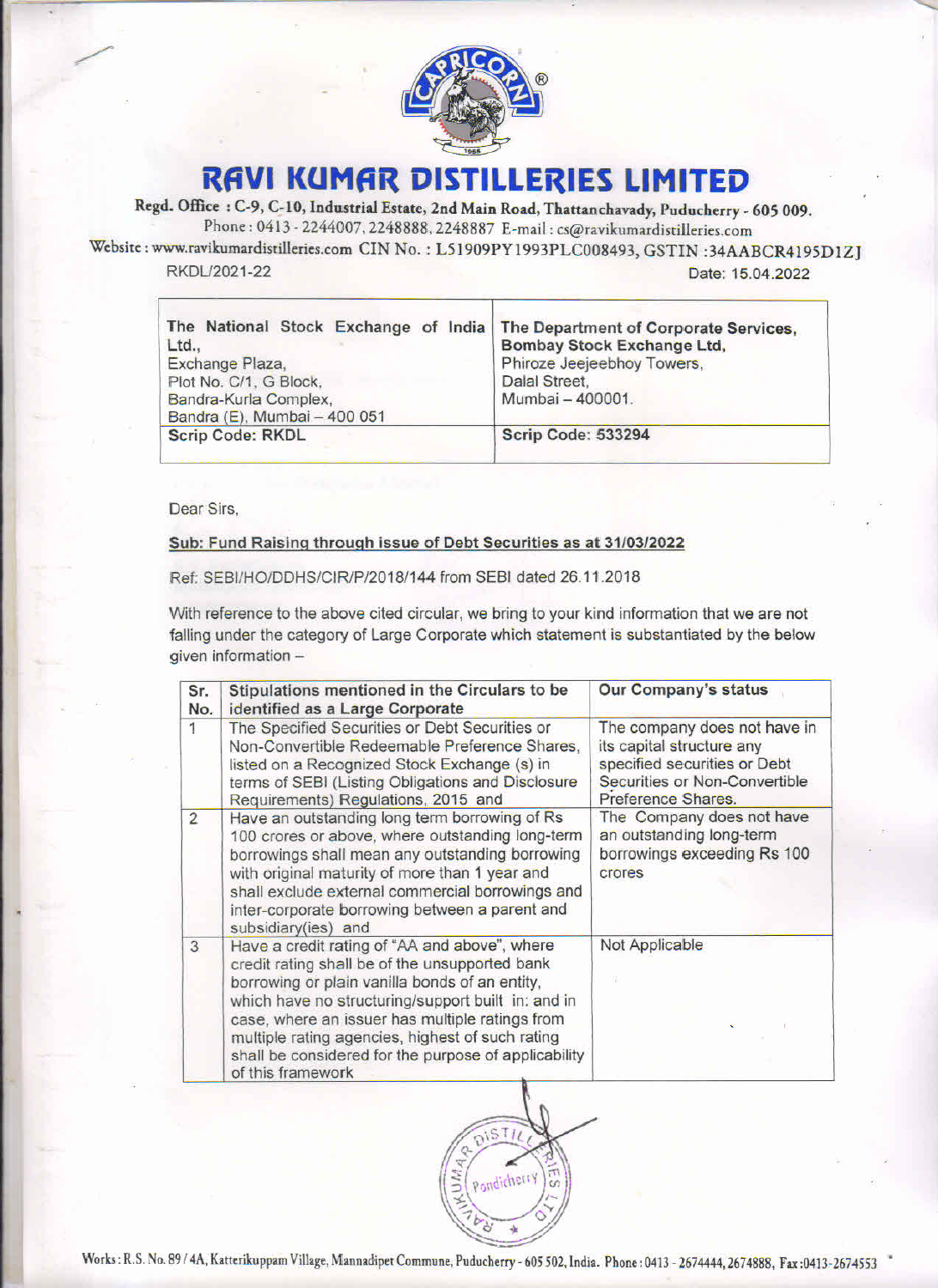# RAVI KUMAR DISTILLERIES LIMITED

**Regd. Office : C-9, C-10, Industrial Estate, 2nd Main Road, Thattanchavady, Puducherry - 605 009.**
Phone : 0413 - 2244007, 2248888, 2248887 E-mail : cs@ravikumardistilleries.com
Website : www.ravikumardistilleries.com CIN No. : L51909PY1993PLC008493, GSTIN :34AABCR4195D1ZJ

RKDL/2021-22 Date: 15.04.2022

| The National Stock Exchange of India Ltd., Exchange Plaza, Plot No. C/1, G Block, Bandra-Kurla Complex, Bandra (E), Mumbai – 400 051 | **The Department of Corporate Services, Bombay Stock Exchange Ltd,** Phiroze Jeejeebhoy Towers, Dalal Street, Mumbai – 400001. |
|---|---|
| **Scrip Code: RKDL** | **Scrip Code: 533294** |

Dear Sirs,

**Sub: Fund Raising through issue of Debt Securities as at 31/03/2022**

Ref: SEBI/HO/DDHS/CIR/P/2018/144 from SEBI dated 26.11.2018

With reference to the above cited circular, we bring to your kind information that we are not falling under the category of Large Corporate which statement is substantiated by the below given information –

| Sr. No. | Stipulations mentioned in the Circulars to be identified as a Large Corporate | Our Company's status |
|---|---|---|
| 1 | The Specified Securities or Debt Securities or Non-Convertible Redeemable Preference Shares, listed on a Recognized Stock Exchange (s) in terms of SEBI (Listing Obligations and Disclosure Requirements) Regulations, 2015 and | The company does not have in its capital structure any specified securities or Debt Securities or Non-Convertible Preference Shares. |
| 2 | Have an outstanding long term borrowing of Rs 100 crores or above, where outstanding long-term borrowings shall mean any outstanding borrowing with original maturity of more than 1 year and shall exclude external commercial borrowings and inter-corporate borrowing between a parent and subsidiary(ies) and | The Company does not have an outstanding long-term borrowings exceeding Rs 100 crores |
| 3 | Have a credit rating of "AA and above", where credit rating shall be of the unsupported bank borrowing or plain vanilla bonds of an entity, which have no structuring/support built in: and in case, where an issuer has multiple ratings from multiple rating agencies, highest of such rating shall be considered for the purpose of applicability of this framework | Not Applicable |

Works : R.S. No. 89 / 4A, Katterikuppam Village, Mannadipet Commune, Puducherry - 605 502, India. Phone : 0413 - 2674444, 2674888, Fax :0413-2674553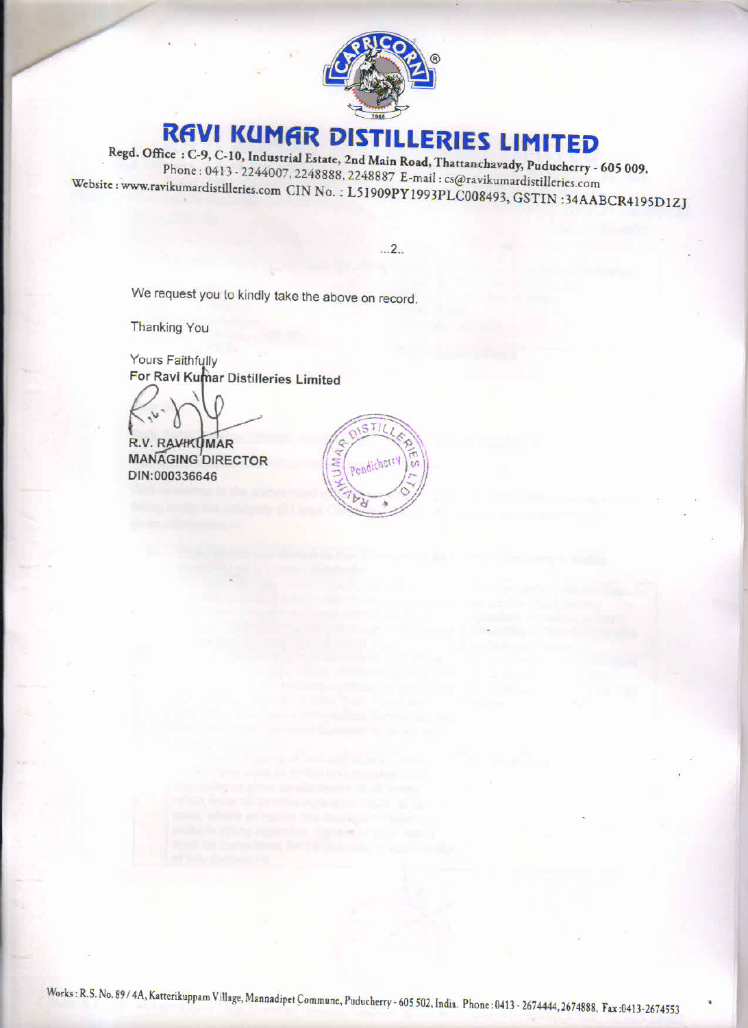# RAVI KUMAR DISTILLERIES LIMITED

Regd. Office : C-9, C-10, Industrial Estate, 2nd Main Road, Thattanchavady, Puducherry - 605 009.
Phone : 0413 - 2244007, 2248888, 2248887 E-mail : cs@ravikumardistilleries.com
Website : www.ravikumardistilleries.com CIN No. : L51909PY1993PLC008493, GSTIN :34AABCR4195D1ZJ

We request you to kindly take the above on record.

Thanking You

Yours Faithfully
**For Ravi Kumar Distilleries Limited**

**R.V. RAVIKUMAR**
**MANAGING DIRECTOR**
**DIN:000336646**

Works : R.S. No. 89 / 4A, Katterikuppam Village, Mannadipet Commune, Puducherry - 605 502, India. Phone : 0413 - 2674444, 2674888, Fax :0413-2674553